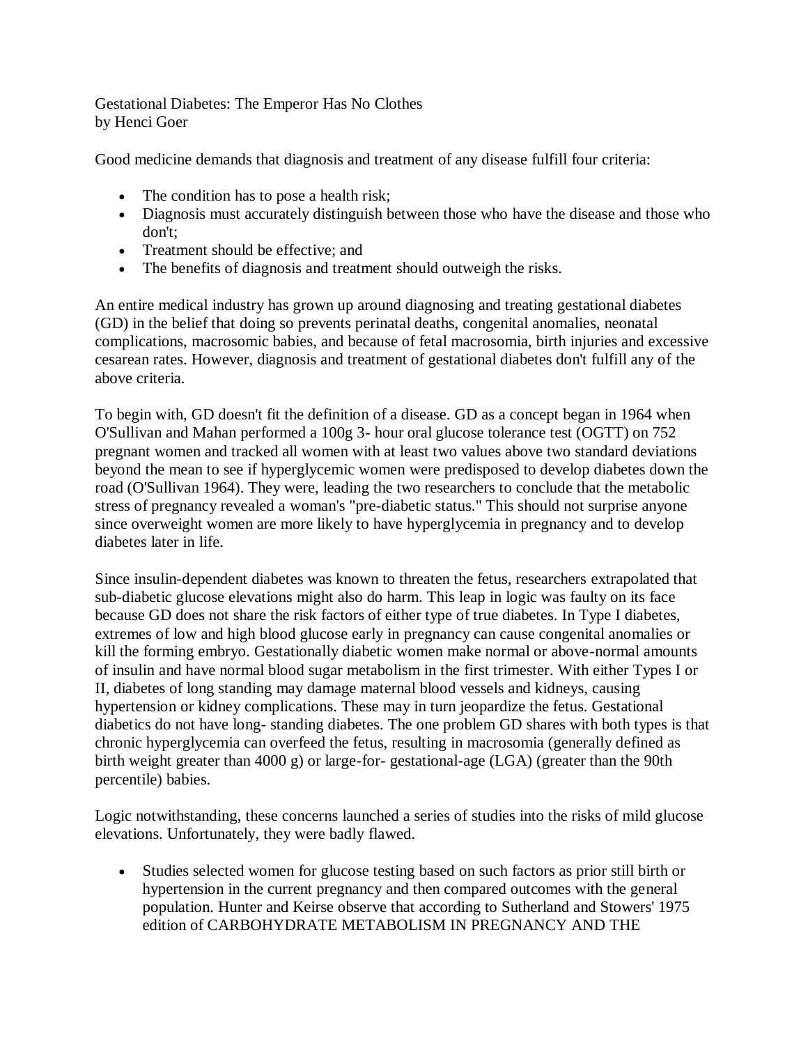Gestational Diabetes: The Emperor Has No Clothes
by Henci Goer

Good medicine demands that diagnosis and treatment of any disease fulfill four criteria:

- The condition has to pose a health risk;
- Diagnosis must accurately distinguish between those who have the disease and those who don't;
- Treatment should be effective; and
- The benefits of diagnosis and treatment should outweigh the risks.

An entire medical industry has grown up around diagnosing and treating gestational diabetes (GD) in the belief that doing so prevents perinatal deaths, congenital anomalies, neonatal complications, macrosomic babies, and because of fetal macrosomia, birth injuries and excessive cesarean rates. However, diagnosis and treatment of gestational diabetes don't fulfill any of the above criteria.

To begin with, GD doesn't fit the definition of a disease. GD as a concept began in 1964 when O'Sullivan and Mahan performed a 100g 3- hour oral glucose tolerance test (OGTT) on 752 pregnant women and tracked all women with at least two values above two standard deviations beyond the mean to see if hyperglycemic women were predisposed to develop diabetes down the road (O'Sullivan 1964). They were, leading the two researchers to conclude that the metabolic stress of pregnancy revealed a woman's "pre-diabetic status." This should not surprise anyone since overweight women are more likely to have hyperglycemia in pregnancy and to develop diabetes later in life.

Since insulin-dependent diabetes was known to threaten the fetus, researchers extrapolated that sub-diabetic glucose elevations might also do harm. This leap in logic was faulty on its face because GD does not share the risk factors of either type of true diabetes. In Type I diabetes, extremes of low and high blood glucose early in pregnancy can cause congenital anomalies or kill the forming embryo. Gestationally diabetic women make normal or above-normal amounts of insulin and have normal blood sugar metabolism in the first trimester. With either Types I or II, diabetes of long standing may damage maternal blood vessels and kidneys, causing hypertension or kidney complications. These may in turn jeopardize the fetus. Gestational diabetics do not have long- standing diabetes. The one problem GD shares with both types is that chronic hyperglycemia can overfeed the fetus, resulting in macrosomia (generally defined as birth weight greater than 4000 g) or large-for- gestational-age (LGA) (greater than the 90th percentile) babies.

Logic notwithstanding, these concerns launched a series of studies into the risks of mild glucose elevations. Unfortunately, they were badly flawed.

- Studies selected women for glucose testing based on such factors as prior still birth or hypertension in the current pregnancy and then compared outcomes with the general population. Hunter and Keirse observe that according to Sutherland and Stowers' 1975 edition of CARBOHYDRATE METABOLISM IN PREGNANCY AND THE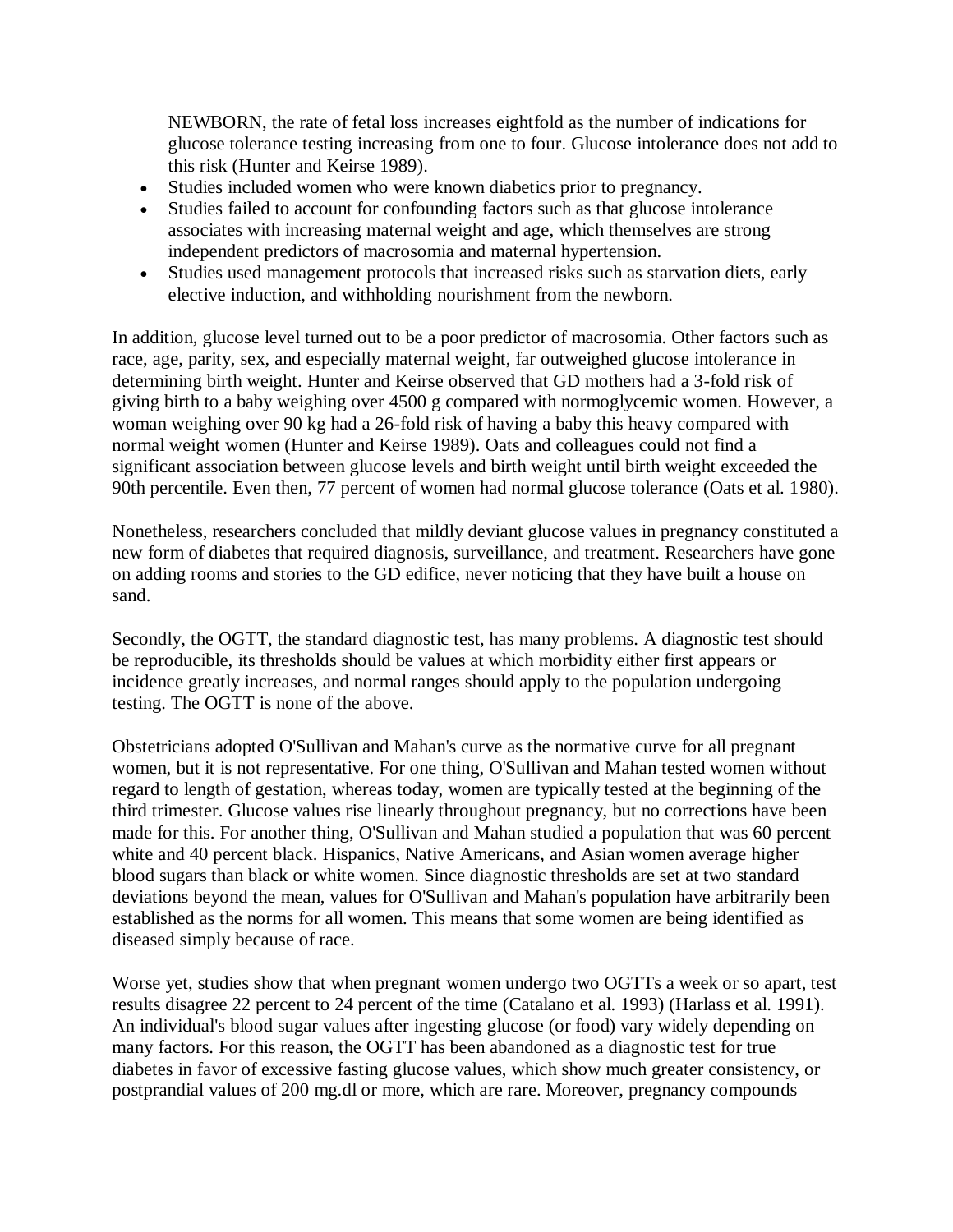NEWBORN, the rate of fetal loss increases eightfold as the number of indications for glucose tolerance testing increasing from one to four. Glucose intolerance does not add to this risk (Hunter and Keirse 1989).

- Studies included women who were known diabetics prior to pregnancy.
- Studies failed to account for confounding factors such as that glucose intolerance associates with increasing maternal weight and age, which themselves are strong independent predictors of macrosomia and maternal hypertension.
- Studies used management protocols that increased risks such as starvation diets, early elective induction, and withholding nourishment from the newborn.

In addition, glucose level turned out to be a poor predictor of macrosomia. Other factors such as race, age, parity, sex, and especially maternal weight, far outweighed glucose intolerance in determining birth weight. Hunter and Keirse observed that GD mothers had a 3-fold risk of giving birth to a baby weighing over 4500 g compared with normoglycemic women. However, a woman weighing over 90 kg had a 26-fold risk of having a baby this heavy compared with normal weight women (Hunter and Keirse 1989). Oats and colleagues could not find a significant association between glucose levels and birth weight until birth weight exceeded the 90th percentile. Even then, 77 percent of women had normal glucose tolerance (Oats et al. 1980).

Nonetheless, researchers concluded that mildly deviant glucose values in pregnancy constituted a new form of diabetes that required diagnosis, surveillance, and treatment. Researchers have gone on adding rooms and stories to the GD edifice, never noticing that they have built a house on sand.

Secondly, the OGTT, the standard diagnostic test, has many problems. A diagnostic test should be reproducible, its thresholds should be values at which morbidity either first appears or incidence greatly increases, and normal ranges should apply to the population undergoing testing. The OGTT is none of the above.

Obstetricians adopted O'Sullivan and Mahan's curve as the normative curve for all pregnant women, but it is not representative. For one thing, O'Sullivan and Mahan tested women without regard to length of gestation, whereas today, women are typically tested at the beginning of the third trimester. Glucose values rise linearly throughout pregnancy, but no corrections have been made for this. For another thing, O'Sullivan and Mahan studied a population that was 60 percent white and 40 percent black. Hispanics, Native Americans, and Asian women average higher blood sugars than black or white women. Since diagnostic thresholds are set at two standard deviations beyond the mean, values for O'Sullivan and Mahan's population have arbitrarily been established as the norms for all women. This means that some women are being identified as diseased simply because of race.

Worse yet, studies show that when pregnant women undergo two OGTTs a week or so apart, test results disagree 22 percent to 24 percent of the time (Catalano et al. 1993) (Harlass et al. 1991). An individual's blood sugar values after ingesting glucose (or food) vary widely depending on many factors. For this reason, the OGTT has been abandoned as a diagnostic test for true diabetes in favor of excessive fasting glucose values, which show much greater consistency, or postprandial values of 200 mg.dl or more, which are rare. Moreover, pregnancy compounds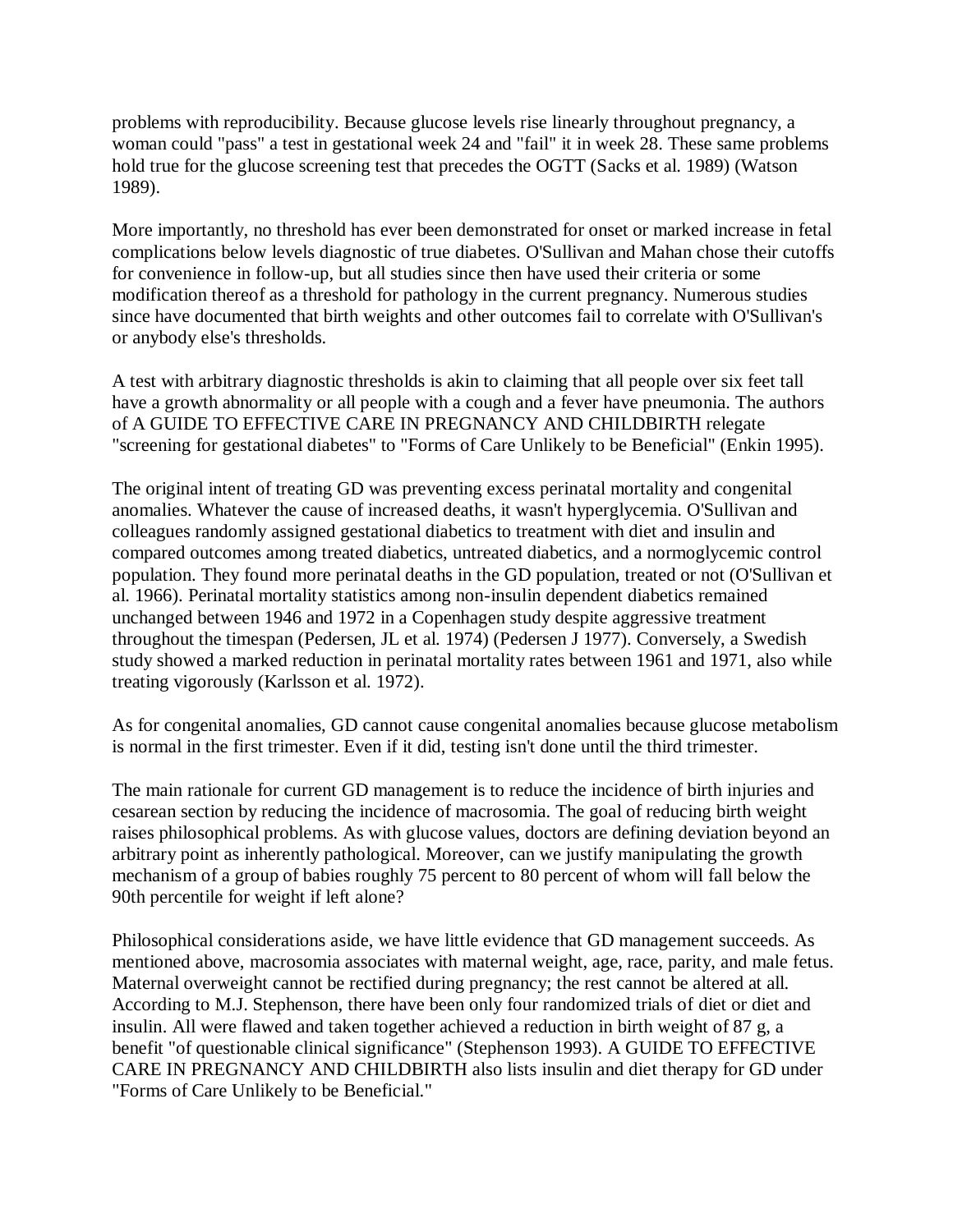problems with reproducibility. Because glucose levels rise linearly throughout pregnancy, a woman could "pass" a test in gestational week 24 and "fail" it in week 28. These same problems hold true for the glucose screening test that precedes the OGTT (Sacks et al. 1989) (Watson 1989).

More importantly, no threshold has ever been demonstrated for onset or marked increase in fetal complications below levels diagnostic of true diabetes. O'Sullivan and Mahan chose their cutoffs for convenience in follow-up, but all studies since then have used their criteria or some modification thereof as a threshold for pathology in the current pregnancy. Numerous studies since have documented that birth weights and other outcomes fail to correlate with O'Sullivan's or anybody else's thresholds.

A test with arbitrary diagnostic thresholds is akin to claiming that all people over six feet tall have a growth abnormality or all people with a cough and a fever have pneumonia. The authors of A GUIDE TO EFFECTIVE CARE IN PREGNANCY AND CHILDBIRTH relegate "screening for gestational diabetes" to "Forms of Care Unlikely to be Beneficial" (Enkin 1995).

The original intent of treating GD was preventing excess perinatal mortality and congenital anomalies. Whatever the cause of increased deaths, it wasn't hyperglycemia. O'Sullivan and colleagues randomly assigned gestational diabetics to treatment with diet and insulin and compared outcomes among treated diabetics, untreated diabetics, and a normoglycemic control population. They found more perinatal deaths in the GD population, treated or not (O'Sullivan et al. 1966). Perinatal mortality statistics among non-insulin dependent diabetics remained unchanged between 1946 and 1972 in a Copenhagen study despite aggressive treatment throughout the timespan (Pedersen, JL et al. 1974) (Pedersen J 1977). Conversely, a Swedish study showed a marked reduction in perinatal mortality rates between 1961 and 1971, also while treating vigorously (Karlsson et al. 1972).

As for congenital anomalies, GD cannot cause congenital anomalies because glucose metabolism is normal in the first trimester. Even if it did, testing isn't done until the third trimester.

The main rationale for current GD management is to reduce the incidence of birth injuries and cesarean section by reducing the incidence of macrosomia. The goal of reducing birth weight raises philosophical problems. As with glucose values, doctors are defining deviation beyond an arbitrary point as inherently pathological. Moreover, can we justify manipulating the growth mechanism of a group of babies roughly 75 percent to 80 percent of whom will fall below the 90th percentile for weight if left alone?

Philosophical considerations aside, we have little evidence that GD management succeeds. As mentioned above, macrosomia associates with maternal weight, age, race, parity, and male fetus. Maternal overweight cannot be rectified during pregnancy; the rest cannot be altered at all. According to M.J. Stephenson, there have been only four randomized trials of diet or diet and insulin. All were flawed and taken together achieved a reduction in birth weight of 87 g, a benefit "of questionable clinical significance" (Stephenson 1993). A GUIDE TO EFFECTIVE CARE IN PREGNANCY AND CHILDBIRTH also lists insulin and diet therapy for GD under "Forms of Care Unlikely to be Beneficial."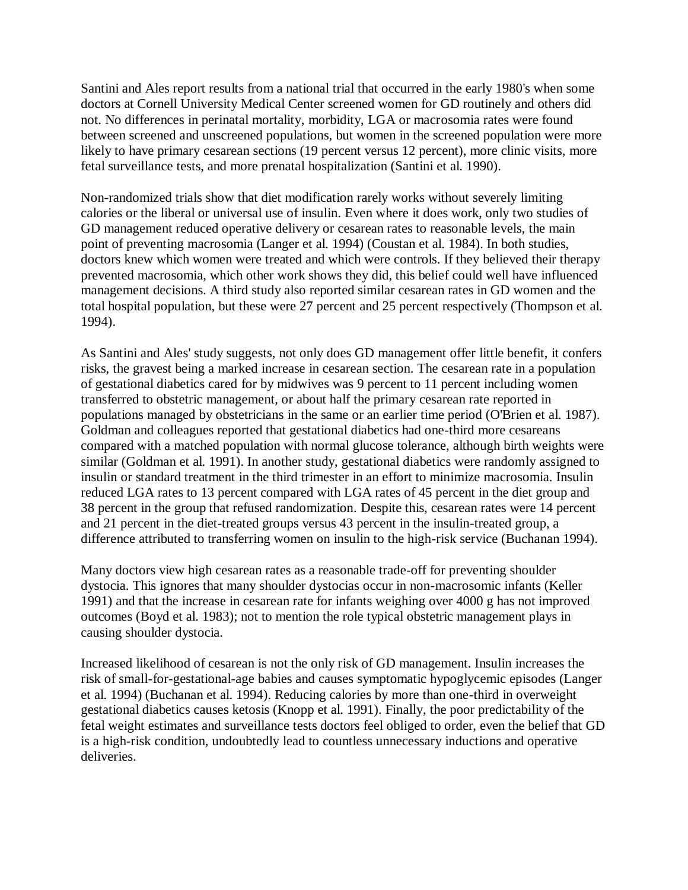Santini and Ales report results from a national trial that occurred in the early 1980's when some doctors at Cornell University Medical Center screened women for GD routinely and others did not. No differences in perinatal mortality, morbidity, LGA or macrosomia rates were found between screened and unscreened populations, but women in the screened population were more likely to have primary cesarean sections (19 percent versus 12 percent), more clinic visits, more fetal surveillance tests, and more prenatal hospitalization (Santini et al. 1990).

Non-randomized trials show that diet modification rarely works without severely limiting calories or the liberal or universal use of insulin. Even where it does work, only two studies of GD management reduced operative delivery or cesarean rates to reasonable levels, the main point of preventing macrosomia (Langer et al. 1994) (Coustan et al. 1984). In both studies, doctors knew which women were treated and which were controls. If they believed their therapy prevented macrosomia, which other work shows they did, this belief could well have influenced management decisions. A third study also reported similar cesarean rates in GD women and the total hospital population, but these were 27 percent and 25 percent respectively (Thompson et al. 1994).

As Santini and Ales' study suggests, not only does GD management offer little benefit, it confers risks, the gravest being a marked increase in cesarean section. The cesarean rate in a population of gestational diabetics cared for by midwives was 9 percent to 11 percent including women transferred to obstetric management, or about half the primary cesarean rate reported in populations managed by obstetricians in the same or an earlier time period (O'Brien et al. 1987). Goldman and colleagues reported that gestational diabetics had one-third more cesareans compared with a matched population with normal glucose tolerance, although birth weights were similar (Goldman et al. 1991). In another study, gestational diabetics were randomly assigned to insulin or standard treatment in the third trimester in an effort to minimize macrosomia. Insulin reduced LGA rates to 13 percent compared with LGA rates of 45 percent in the diet group and 38 percent in the group that refused randomization. Despite this, cesarean rates were 14 percent and 21 percent in the diet-treated groups versus 43 percent in the insulin-treated group, a difference attributed to transferring women on insulin to the high-risk service (Buchanan 1994).

Many doctors view high cesarean rates as a reasonable trade-off for preventing shoulder dystocia. This ignores that many shoulder dystocias occur in non-macrosomic infants (Keller 1991) and that the increase in cesarean rate for infants weighing over 4000 g has not improved outcomes (Boyd et al. 1983); not to mention the role typical obstetric management plays in causing shoulder dystocia.

Increased likelihood of cesarean is not the only risk of GD management. Insulin increases the risk of small-for-gestational-age babies and causes symptomatic hypoglycemic episodes (Langer et al. 1994) (Buchanan et al. 1994). Reducing calories by more than one-third in overweight gestational diabetics causes ketosis (Knopp et al. 1991). Finally, the poor predictability of the fetal weight estimates and surveillance tests doctors feel obliged to order, even the belief that GD is a high-risk condition, undoubtedly lead to countless unnecessary inductions and operative deliveries.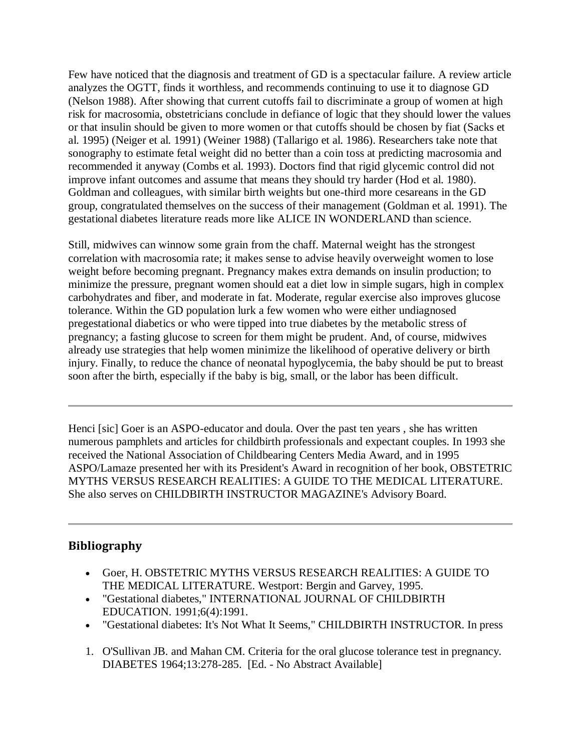Few have noticed that the diagnosis and treatment of GD is a spectacular failure. A review article analyzes the OGTT, finds it worthless, and recommends continuing to use it to diagnose GD (Nelson 1988). After showing that current cutoffs fail to discriminate a group of women at high risk for macrosomia, obstetricians conclude in defiance of logic that they should lower the values or that insulin should be given to more women or that cutoffs should be chosen by fiat (Sacks et al. 1995) (Neiger et al. 1991) (Weiner 1988) (Tallarigo et al. 1986). Researchers take note that sonography to estimate fetal weight did no better than a coin toss at predicting macrosomia and recommended it anyway (Combs et al. 1993). Doctors find that rigid glycemic control did not improve infant outcomes and assume that means they should try harder (Hod et al. 1980). Goldman and colleagues, with similar birth weights but one-third more cesareans in the GD group, congratulated themselves on the success of their management (Goldman et al. 1991). The gestational diabetes literature reads more like ALICE IN WONDERLAND than science.

Still, midwives can winnow some grain from the chaff. Maternal weight has the strongest correlation with macrosomia rate; it makes sense to advise heavily overweight women to lose weight before becoming pregnant. Pregnancy makes extra demands on insulin production; to minimize the pressure, pregnant women should eat a diet low in simple sugars, high in complex carbohydrates and fiber, and moderate in fat. Moderate, regular exercise also improves glucose tolerance. Within the GD population lurk a few women who were either undiagnosed pregestational diabetics or who were tipped into true diabetes by the metabolic stress of pregnancy; a fasting glucose to screen for them might be prudent. And, of course, midwives already use strategies that help women minimize the likelihood of operative delivery or birth injury. Finally, to reduce the chance of neonatal hypoglycemia, the baby should be put to breast soon after the birth, especially if the baby is big, small, or the labor has been difficult.

---

Henci [sic] Goer is an ASPO-educator and doula. Over the past ten years , she has written numerous pamphlets and articles for childbirth professionals and expectant couples. In 1993 she received the National Association of Childbearing Centers Media Award, and in 1995 ASPO/Lamaze presented her with its President's Award in recognition of her book, OBSTETRIC MYTHS VERSUS RESEARCH REALITIES: A GUIDE TO THE MEDICAL LITERATURE. She also serves on CHILDBIRTH INSTRUCTOR MAGAZINE's Advisory Board.

---

## Bibliography

- Goer, H. OBSTETRIC MYTHS VERSUS RESEARCH REALITIES: A GUIDE TO THE MEDICAL LITERATURE. Westport: Bergin and Garvey, 1995.
- "Gestational diabetes," INTERNATIONAL JOURNAL OF CHILDBIRTH EDUCATION. 1991;6(4):1991.
- "Gestational diabetes: It's Not What It Seems," CHILDBIRTH INSTRUCTOR. In press

1. O'Sullivan JB. and Mahan CM. Criteria for the oral glucose tolerance test in pregnancy. DIABETES 1964;13:278-285. [Ed. - No Abstract Available]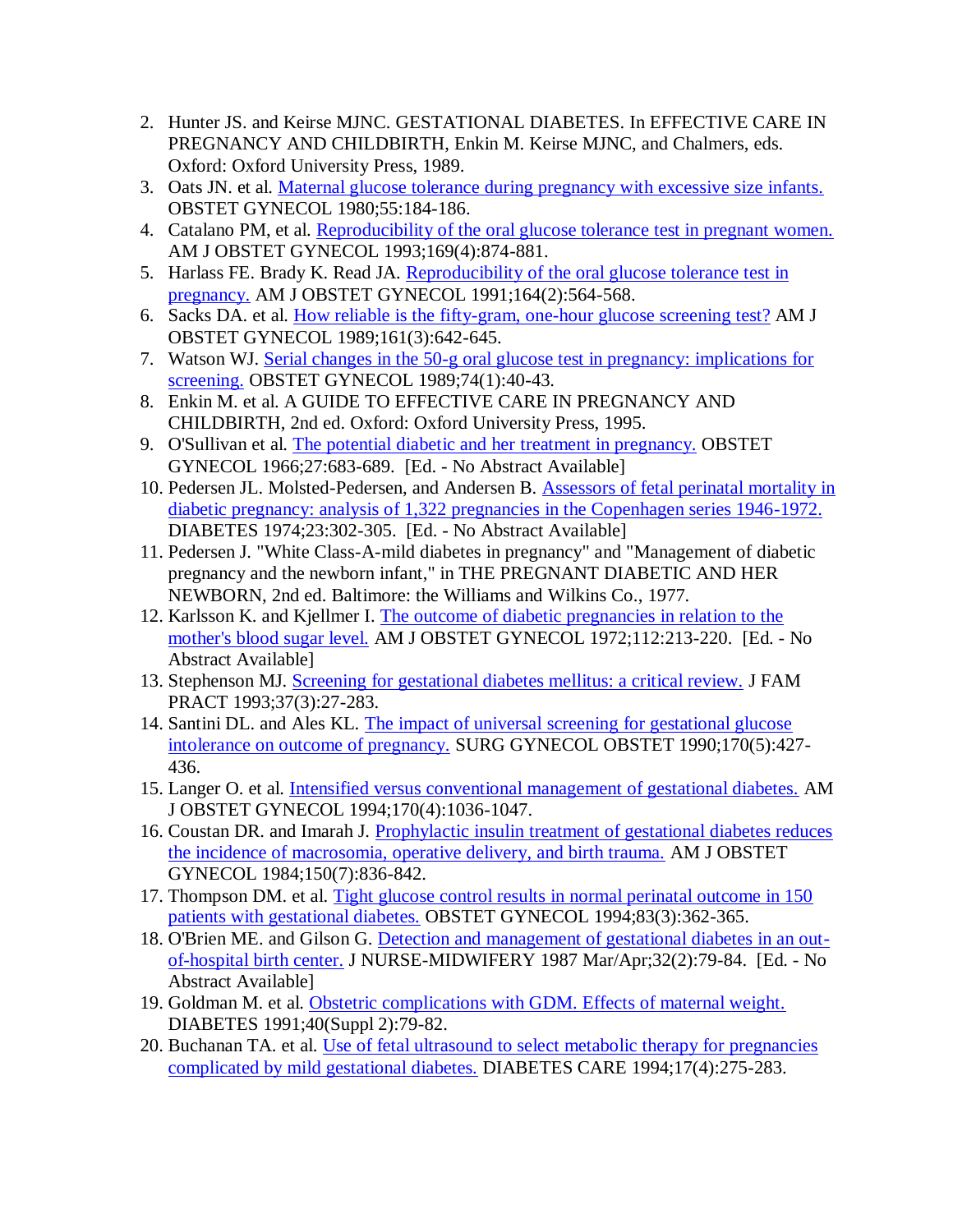2. Hunter JS. and Keirse MJNC. GESTATIONAL DIABETES. In EFFECTIVE CARE IN PREGNANCY AND CHILDBIRTH, Enkin M. Keirse MJNC, and Chalmers, eds. Oxford: Oxford University Press, 1989.
3. Oats JN. et al. Maternal glucose tolerance during pregnancy with excessive size infants. OBSTET GYNECOL 1980;55:184-186.
4. Catalano PM, et al. Reproducibility of the oral glucose tolerance test in pregnant women. AM J OBSTET GYNECOL 1993;169(4):874-881.
5. Harlass FE. Brady K. Read JA. Reproducibility of the oral glucose tolerance test in pregnancy. AM J OBSTET GYNECOL 1991;164(2):564-568.
6. Sacks DA. et al. How reliable is the fifty-gram, one-hour glucose screening test? AM J OBSTET GYNECOL 1989;161(3):642-645.
7. Watson WJ. Serial changes in the 50-g oral glucose test in pregnancy: implications for screening. OBSTET GYNECOL 1989;74(1):40-43.
8. Enkin M. et al. A GUIDE TO EFFECTIVE CARE IN PREGNANCY AND CHILDBIRTH, 2nd ed. Oxford: Oxford University Press, 1995.
9. O'Sullivan et al. The potential diabetic and her treatment in pregnancy. OBSTET GYNECOL 1966;27:683-689. [Ed. - No Abstract Available]
10. Pedersen JL. Molsted-Pedersen, and Andersen B. Assessors of fetal perinatal mortality in diabetic pregnancy: analysis of 1,322 pregnancies in the Copenhagen series 1946-1972. DIABETES 1974;23:302-305. [Ed. - No Abstract Available]
11. Pedersen J. "White Class-A-mild diabetes in pregnancy" and "Management of diabetic pregnancy and the newborn infant," in THE PREGNANT DIABETIC AND HER NEWBORN, 2nd ed. Baltimore: the Williams and Wilkins Co., 1977.
12. Karlsson K. and Kjellmer I. The outcome of diabetic pregnancies in relation to the mother's blood sugar level. AM J OBSTET GYNECOL 1972;112:213-220. [Ed. - No Abstract Available]
13. Stephenson MJ. Screening for gestational diabetes mellitus: a critical review. J FAM PRACT 1993;37(3):27-283.
14. Santini DL. and Ales KL. The impact of universal screening for gestational glucose intolerance on outcome of pregnancy. SURG GYNECOL OBSTET 1990;170(5):427-436.
15. Langer O. et al. Intensified versus conventional management of gestational diabetes. AM J OBSTET GYNECOL 1994;170(4):1036-1047.
16. Coustan DR. and Imarah J. Prophylactic insulin treatment of gestational diabetes reduces the incidence of macrosomia, operative delivery, and birth trauma. AM J OBSTET GYNECOL 1984;150(7):836-842.
17. Thompson DM. et al. Tight glucose control results in normal perinatal outcome in 150 patients with gestational diabetes. OBSTET GYNECOL 1994;83(3):362-365.
18. O'Brien ME. and Gilson G. Detection and management of gestational diabetes in an out-of-hospital birth center. J NURSE-MIDWIFERY 1987 Mar/Apr;32(2):79-84. [Ed. - No Abstract Available]
19. Goldman M. et al. Obstetric complications with GDM. Effects of maternal weight. DIABETES 1991;40(Suppl 2):79-82.
20. Buchanan TA. et al. Use of fetal ultrasound to select metabolic therapy for pregnancies complicated by mild gestational diabetes. DIABETES CARE 1994;17(4):275-283.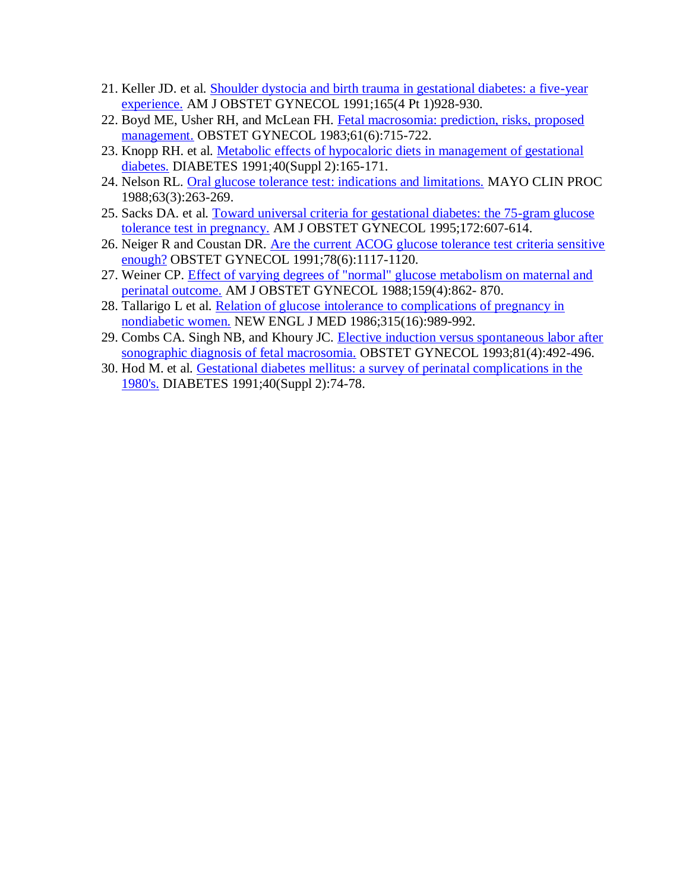21. Keller JD. et al. Shoulder dystocia and birth trauma in gestational diabetes: a five-year experience. AM J OBSTET GYNECOL 1991;165(4 Pt 1)928-930.
22. Boyd ME, Usher RH, and McLean FH. Fetal macrosomia: prediction, risks, proposed management. OBSTET GYNECOL 1983;61(6):715-722.
23. Knopp RH. et al. Metabolic effects of hypocaloric diets in management of gestational diabetes. DIABETES 1991;40(Suppl 2):165-171.
24. Nelson RL. Oral glucose tolerance test: indications and limitations. MAYO CLIN PROC 1988;63(3):263-269.
25. Sacks DA. et al. Toward universal criteria for gestational diabetes: the 75-gram glucose tolerance test in pregnancy. AM J OBSTET GYNECOL 1995;172:607-614.
26. Neiger R and Coustan DR. Are the current ACOG glucose tolerance test criteria sensitive enough? OBSTET GYNECOL 1991;78(6):1117-1120.
27. Weiner CP. Effect of varying degrees of "normal" glucose metabolism on maternal and perinatal outcome. AM J OBSTET GYNECOL 1988;159(4):862- 870.
28. Tallarigo L et al. Relation of glucose intolerance to complications of pregnancy in nondiabetic women. NEW ENGL J MED 1986;315(16):989-992.
29. Combs CA. Singh NB, and Khoury JC. Elective induction versus spontaneous labor after sonographic diagnosis of fetal macrosomia. OBSTET GYNECOL 1993;81(4):492-496.
30. Hod M. et al. Gestational diabetes mellitus: a survey of perinatal complications in the 1980's. DIABETES 1991;40(Suppl 2):74-78.